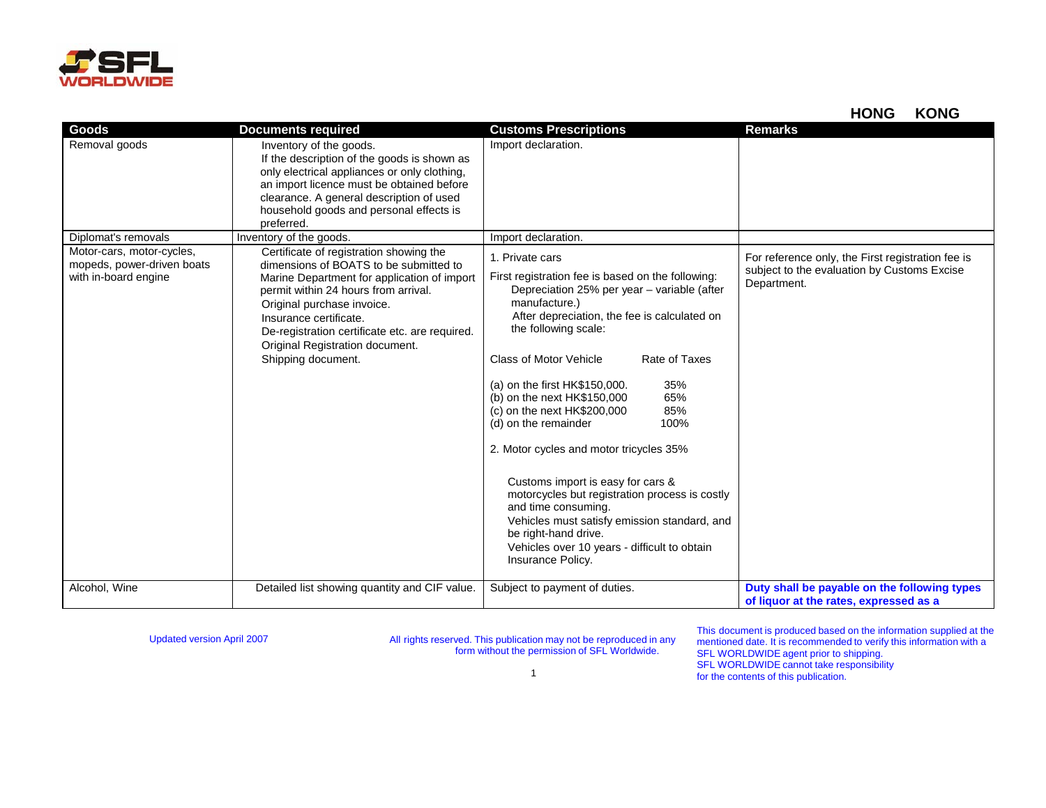SFL WORLDWIDE

## HONG KONG

| Goods | Documents required | Customs Prescriptions | Remarks |
|---|---|---|---|
| Removal goods | Inventory of the goods.<br>If the description of the goods is shown as only electrical appliances or only clothing, an import licence must be obtained before clearance. A general description of used household goods and personal effects is preferred. | Import declaration. | |
| Diplomat's removals | Inventory of the goods. | Import declaration. | |
| Motor-cars, motor-cycles, mopeds, power-driven boats with in-board engine | Certificate of registration showing the dimensions of BOATS to be submitted to Marine Department for application of import permit within 24 hours from arrival.<br>Original purchase invoice.<br>Insurance certificate.<br>De-registration certificate etc. are required.<br>Original Registration document.<br>Shipping document. | 1. Private cars<br>First registration fee is based on the following:<br>Depreciation 25% per year – variable (after manufacture.)<br>After depreciation, the fee is calculated on the following scale:<br><br>Class of Motor Vehicle — Rate of Taxes<br>(a) on the first HK$150,000. — 35%<br>(b) on the next HK$150,000 — 65%<br>(c) on the next HK$200,000 — 85%<br>(d) on the remainder — 100%<br><br>2. Motor cycles and motor tricycles 35%<br><br>Customs import is easy for cars & motorcycles but registration process is costly and time consuming.<br>Vehicles must satisfy emission standard, and be right-hand drive.<br>Vehicles over 10 years - difficult to obtain Insurance Policy. | For reference only, the First registration fee is subject to the evaluation by Customs Excise Department. |
| Alcohol, Wine | Detailed list showing quantity and CIF value. | Subject to payment of duties. | **Duty shall be payable on the following types of liquor at the rates, expressed as a** |

Updated version April 2007

All rights reserved. This publication may not be reproduced in any form without the permission of SFL Worldwide.

This document is produced based on the information supplied at the mentioned date. It is recommended to verify this information with a SFL WORLDWIDE agent prior to shipping. SFL WORLDWIDE cannot take responsibility for the contents of this publication.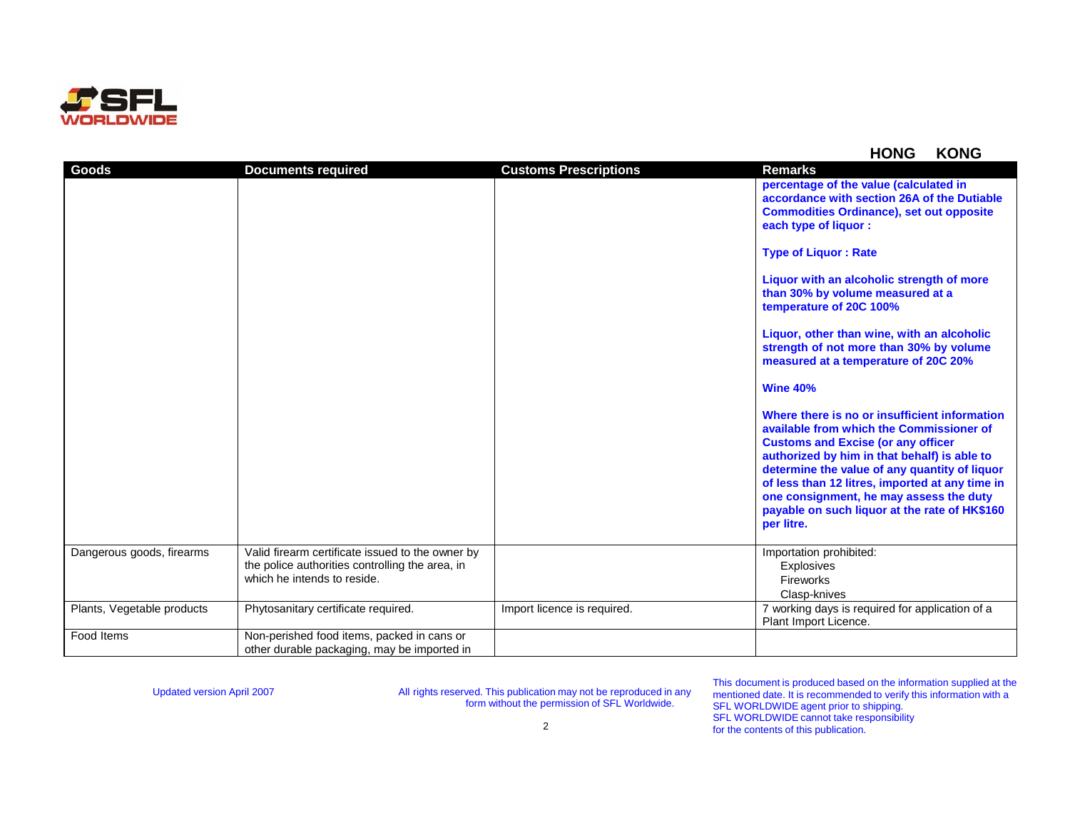## HONG KONG

| Goods | Documents required | Customs Prescriptions | Remarks |
|---|---|---|---|
| | | | **percentage of the value (calculated in accordance with section 26A of the Dutiable Commodities Ordinance), set out opposite each type of liquor :**<br><br>**Type of Liquor : Rate**<br><br>**Liquor with an alcoholic strength of more than 30% by volume measured at a temperature of 20C 100%**<br><br>**Liquor, other than wine, with an alcoholic strength of not more than 30% by volume measured at a temperature of 20C 20%**<br><br>**Wine 40%**<br><br>**Where there is no or insufficient information available from which the Commissioner of Customs and Excise (or any officer authorized by him in that behalf) is able to determine the value of any quantity of liquor of less than 12 litres, imported at any time in one consignment, he may assess the duty payable on such liquor at the rate of HK$160 per litre.** |
| Dangerous goods, firearms | Valid firearm certificate issued to the owner by the police authorities controlling the area, in which he intends to reside. | | Importation prohibited:<br>Explosives<br>Fireworks<br>Clasp-knives |
| Plants, Vegetable products | Phytosanitary certificate required. | Import licence is required. | 7 working days is required for application of a Plant Import Licence. |
| Food Items | Non-perished food items, packed in cans or other durable packaging, may be imported in | | |

Updated version April 2007

All rights reserved. This publication may not be reproduced in any form without the permission of SFL Worldwide.

This document is produced based on the information supplied at the mentioned date. It is recommended to verify this information with a SFL WORLDWIDE agent prior to shipping. SFL WORLDWIDE cannot take responsibility for the contents of this publication.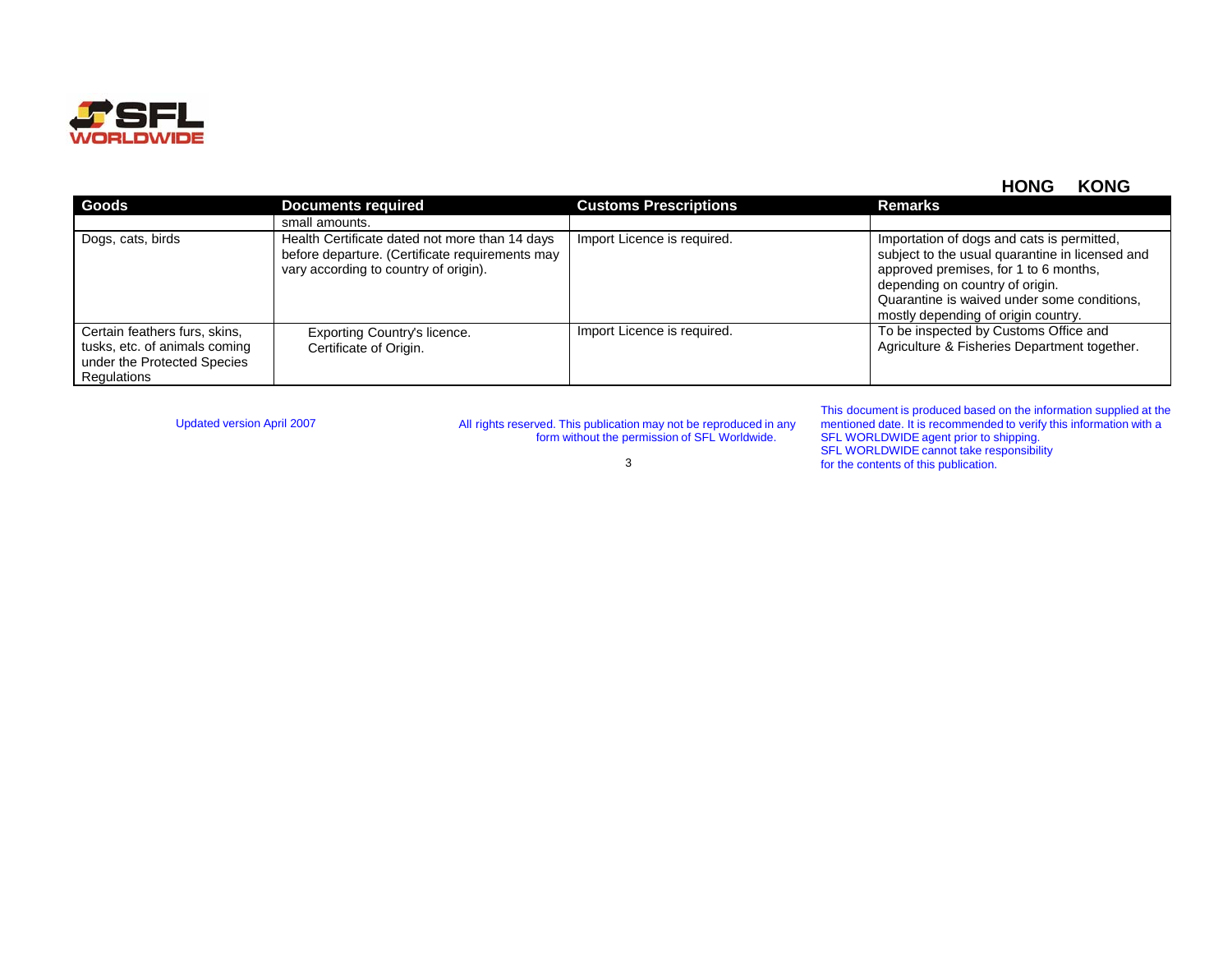## HONG KONG

| Goods | Documents required | Customs Prescriptions | Remarks |
|---|---|---|---|
| | small amounts. | | |
| Dogs, cats, birds | Health Certificate dated not more than 14 days before departure. (Certificate requirements may vary according to country of origin). | Import Licence is required. | Importation of dogs and cats is permitted, subject to the usual quarantine in licensed and approved premises, for 1 to 6 months, depending on country of origin. Quarantine is waived under some conditions, mostly depending of origin country. |
| Certain feathers furs, skins, tusks, etc. of animals coming under the Protected Species Regulations | Exporting Country's licence. Certificate of Origin. | Import Licence is required. | To be inspected by Customs Office and Agriculture & Fisheries Department together. |

Updated version April 2007

All rights reserved. This publication may not be reproduced in any form without the permission of SFL Worldwide.

This document is produced based on the information supplied at the mentioned date. It is recommended to verify this information with a SFL WORLDWIDE agent prior to shipping. SFL WORLDWIDE cannot take responsibility for the contents of this publication.